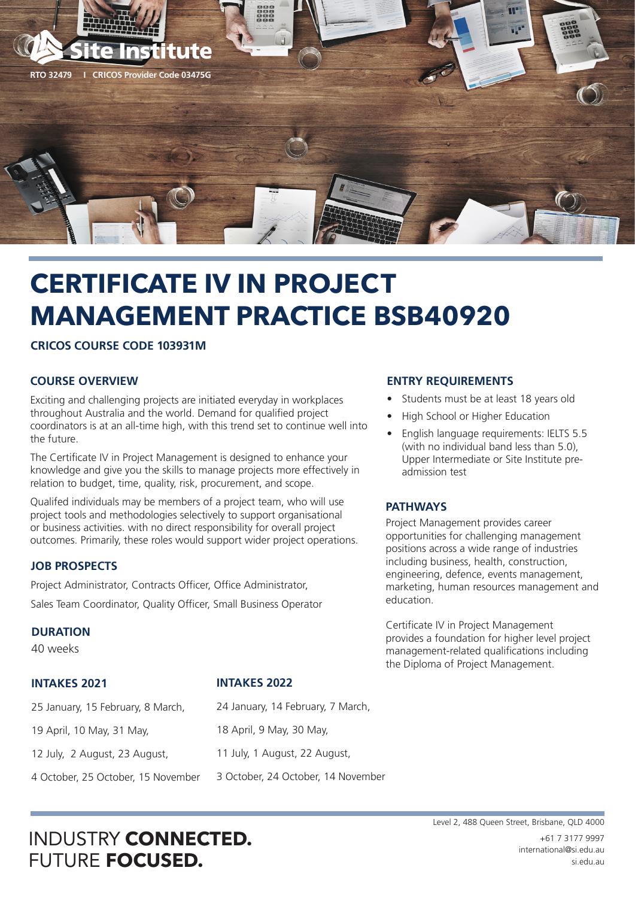Site Institute

RTO 32479 I CRICOS Provider Code 03475G

# CERTIFICATE IV IN PROJECT MANAGEMENT PRACTICE BSB40920

**CRICOS COURSE CODE 103931M**

## COURSE OVERVIEW

Exciting and challenging projects are initiated everyday in workplaces throughout Australia and the world. Demand for qualified project coordinators is at an all-time high, with this trend set to continue well into the future.

The Certificate IV in Project Management is designed to enhance your knowledge and give you the skills to manage projects more effectively in relation to budget, time, quality, risk, procurement, and scope.

Qualifed individuals may be members of a project team, who will use project tools and methodologies selectively to support organisational or business activities. with no direct responsibility for overall project outcomes. Primarily, these roles would support wider project operations.

## JOB PROSPECTS

Project Administrator, Contracts Officer, Office Administrator,

Sales Team Coordinator, Quality Officer, Small Business Operator

## DURATION

40 weeks

## INTAKES 2021

25 January, 15 February, 8 March,

19 April, 10 May, 31 May,

12 July, 2 August, 23 August,

4 October, 25 October, 15 November

## INTAKES 2022

24 January, 14 February, 7 March,

18 April, 9 May, 30 May,

11 July, 1 August, 22 August,

3 October, 24 October, 14 November

## ENTRY REQUIREMENTS

- Students must be at least 18 years old
- High School or Higher Education
- English language requirements: IELTS 5.5 (with no individual band less than 5.0), Upper Intermediate or Site Institute pre-admission test

## PATHWAYS

Project Management provides career opportunities for challenging management positions across a wide range of industries including business, health, construction, engineering, defence, events management, marketing, human resources management and education.

Certificate IV in Project Management provides a foundation for higher level project management-related qualifications including the Diploma of Project Management.

INDUSTRY **CONNECTED.**
FUTURE **FOCUSED.**

Level 2, 488 Queen Street, Brisbane, QLD 4000

+61 7 3177 9997
international@si.edu.au
si.edu.au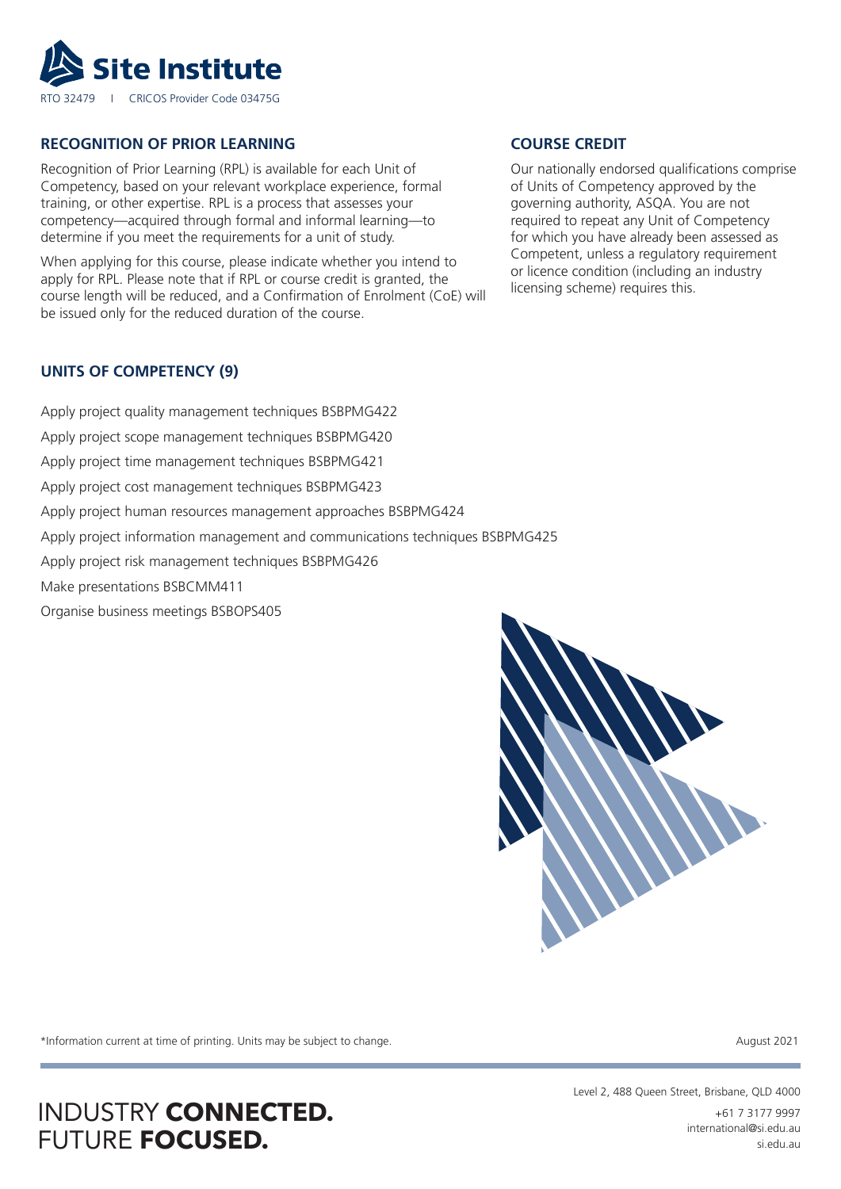# Site Institute

RTO 32479 | CRICOS Provider Code 03475G

## RECOGNITION OF PRIOR LEARNING

Recognition of Prior Learning (RPL) is available for each Unit of Competency, based on your relevant workplace experience, formal training, or other expertise. RPL is a process that assesses your competency—acquired through formal and informal learning—to determine if you meet the requirements for a unit of study.

When applying for this course, please indicate whether you intend to apply for RPL. Please note that if RPL or course credit is granted, the course length will be reduced, and a Confirmation of Enrolment (CoE) will be issued only for the reduced duration of the course.

## COURSE CREDIT

Our nationally endorsed qualifications comprise of Units of Competency approved by the governing authority, ASQA. You are not required to repeat any Unit of Competency for which you have already been assessed as Competent, unless a regulatory requirement or licence condition (including an industry licensing scheme) requires this.

## UNITS OF COMPETENCY (9)

Apply project quality management techniques BSBPMG422

Apply project scope management techniques BSBPMG420

Apply project time management techniques BSBPMG421

Apply project cost management techniques BSBPMG423

Apply project human resources management approaches BSBPMG424

Apply project information management and communications techniques BSBPMG425

Apply project risk management techniques BSBPMG426

Make presentations BSBCMM411

Organise business meetings BSBOPS405

*Information current at time of printing. Units may be subject to change.

August 2021

INDUSTRY **CONNECTED.**
FUTURE **FOCUSED.**

Level 2, 488 Queen Street, Brisbane, QLD 4000

+61 7 3177 9997
international@si.edu.au
si.edu.au